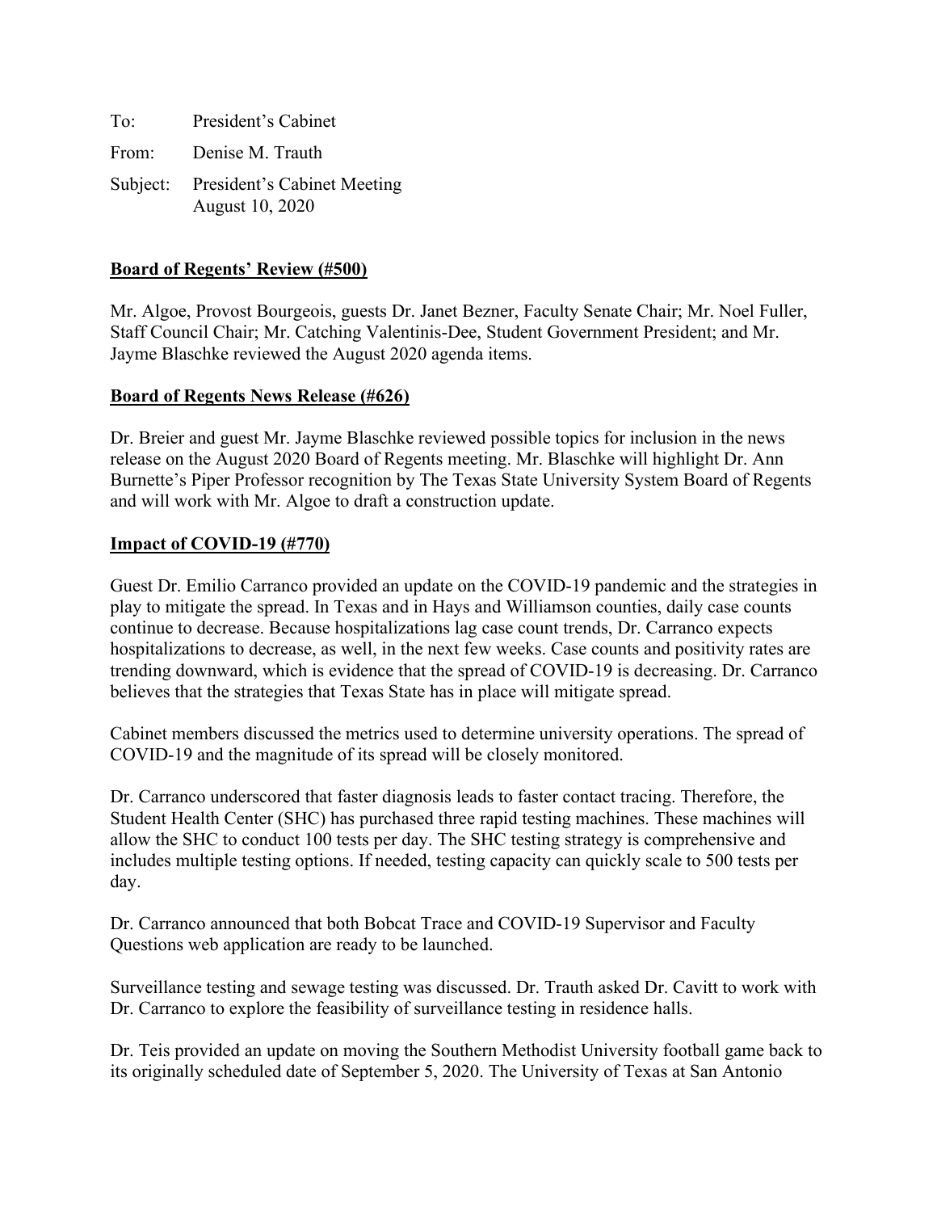To: President's Cabinet

From: Denise M. Trauth

Subject: President's Cabinet Meeting
August 10, 2020

**Board of Regents' Review (#500)**

Mr. Algoe, Provost Bourgeois, guests Dr. Janet Bezner, Faculty Senate Chair; Mr. Noel Fuller, Staff Council Chair; Mr. Catching Valentinis-Dee, Student Government President; and Mr. Jayme Blaschke reviewed the August 2020 agenda items.

**Board of Regents News Release (#626)**

Dr. Breier and guest Mr. Jayme Blaschke reviewed possible topics for inclusion in the news release on the August 2020 Board of Regents meeting. Mr. Blaschke will highlight Dr. Ann Burnette's Piper Professor recognition by The Texas State University System Board of Regents and will work with Mr. Algoe to draft a construction update.

**Impact of COVID-19 (#770)**

Guest Dr. Emilio Carranco provided an update on the COVID-19 pandemic and the strategies in play to mitigate the spread. In Texas and in Hays and Williamson counties, daily case counts continue to decrease. Because hospitalizations lag case count trends, Dr. Carranco expects hospitalizations to decrease, as well, in the next few weeks. Case counts and positivity rates are trending downward, which is evidence that the spread of COVID-19 is decreasing. Dr. Carranco believes that the strategies that Texas State has in place will mitigate spread.

Cabinet members discussed the metrics used to determine university operations. The spread of COVID-19 and the magnitude of its spread will be closely monitored.

Dr. Carranco underscored that faster diagnosis leads to faster contact tracing. Therefore, the Student Health Center (SHC) has purchased three rapid testing machines. These machines will allow the SHC to conduct 100 tests per day. The SHC testing strategy is comprehensive and includes multiple testing options. If needed, testing capacity can quickly scale to 500 tests per day.

Dr. Carranco announced that both Bobcat Trace and COVID-19 Supervisor and Faculty Questions web application are ready to be launched.

Surveillance testing and sewage testing was discussed. Dr. Trauth asked Dr. Cavitt to work with Dr. Carranco to explore the feasibility of surveillance testing in residence halls.

Dr. Teis provided an update on moving the Southern Methodist University football game back to its originally scheduled date of September 5, 2020. The University of Texas at San Antonio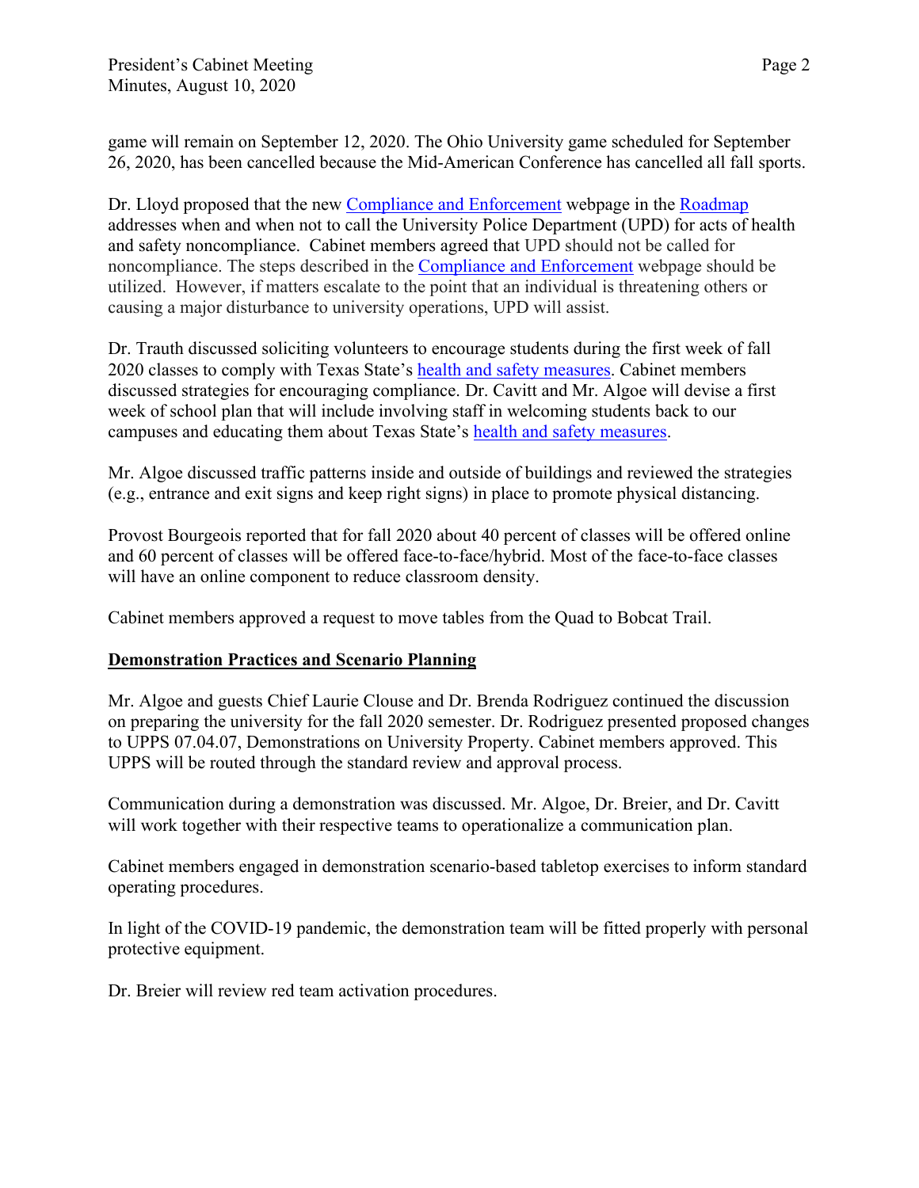game will remain on September 12, 2020. The Ohio University game scheduled for September 26, 2020, has been cancelled because the Mid-American Conference has cancelled all fall sports.

Dr. Lloyd proposed that the new [Compliance and Enforcement]() webpage in the [Roadmap]() addresses when and when not to call the University Police Department (UPD) for acts of health and safety noncompliance. Cabinet members agreed that UPD should not be called for noncompliance. The steps described in the [Compliance and Enforcement]() webpage should be utilized. However, if matters escalate to the point that an individual is threatening others or causing a major disturbance to university operations, UPD will assist.

Dr. Trauth discussed soliciting volunteers to encourage students during the first week of fall 2020 classes to comply with Texas State's [health and safety measures](). Cabinet members discussed strategies for encouraging compliance. Dr. Cavitt and Mr. Algoe will devise a first week of school plan that will include involving staff in welcoming students back to our campuses and educating them about Texas State's [health and safety measures]().

Mr. Algoe discussed traffic patterns inside and outside of buildings and reviewed the strategies (e.g., entrance and exit signs and keep right signs) in place to promote physical distancing.

Provost Bourgeois reported that for fall 2020 about 40 percent of classes will be offered online and 60 percent of classes will be offered face-to-face/hybrid. Most of the face-to-face classes will have an online component to reduce classroom density.

Cabinet members approved a request to move tables from the Quad to Bobcat Trail.

**Demonstration Practices and Scenario Planning**

Mr. Algoe and guests Chief Laurie Clouse and Dr. Brenda Rodriguez continued the discussion on preparing the university for the fall 2020 semester. Dr. Rodriguez presented proposed changes to UPPS 07.04.07, Demonstrations on University Property. Cabinet members approved. This UPPS will be routed through the standard review and approval process.

Communication during a demonstration was discussed. Mr. Algoe, Dr. Breier, and Dr. Cavitt will work together with their respective teams to operationalize a communication plan.

Cabinet members engaged in demonstration scenario-based tabletop exercises to inform standard operating procedures.

In light of the COVID-19 pandemic, the demonstration team will be fitted properly with personal protective equipment.

Dr. Breier will review red team activation procedures.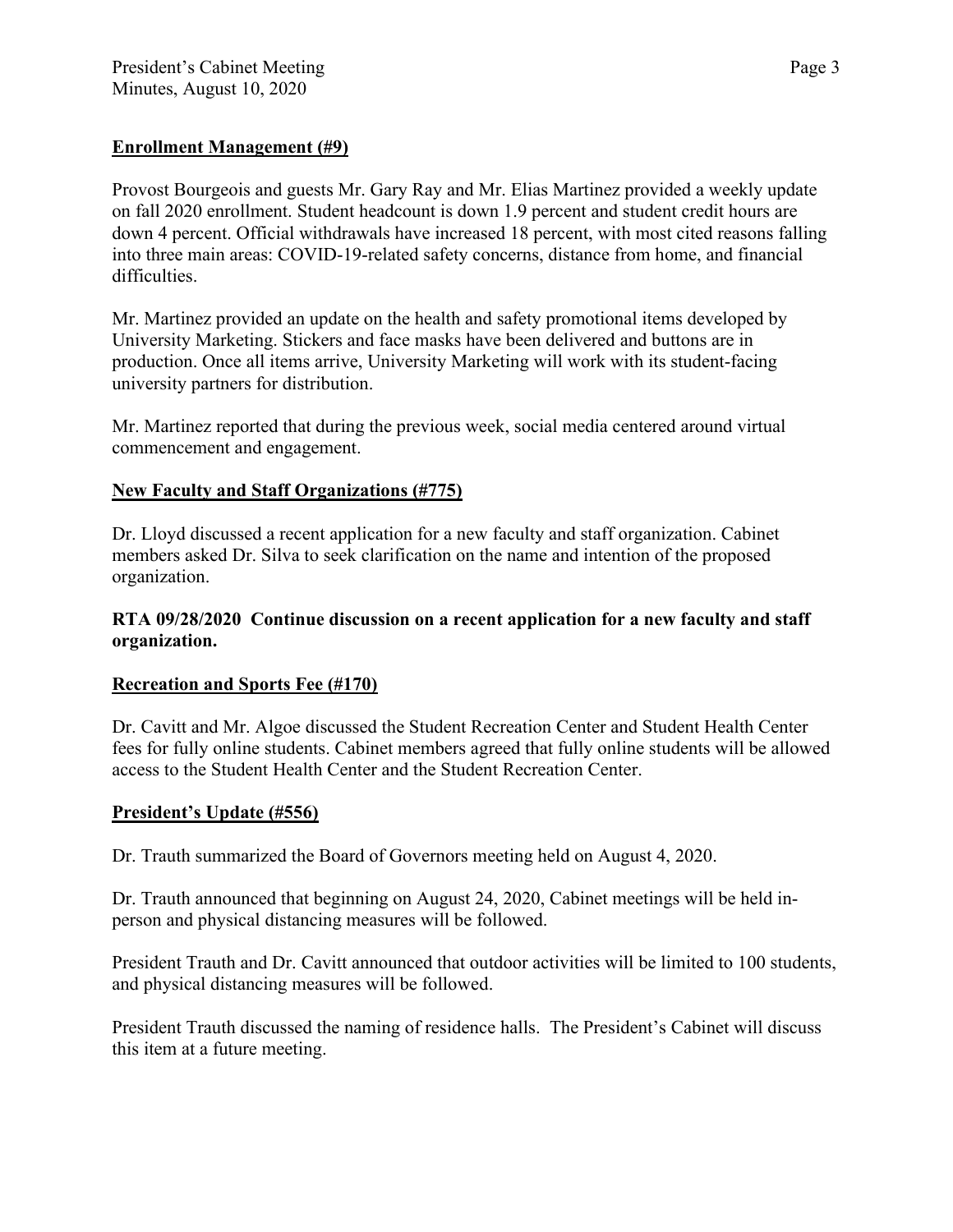**Enrollment Management (#9)**

Provost Bourgeois and guests Mr. Gary Ray and Mr. Elias Martinez provided a weekly update on fall 2020 enrollment. Student headcount is down 1.9 percent and student credit hours are down 4 percent. Official withdrawals have increased 18 percent, with most cited reasons falling into three main areas: COVID-19-related safety concerns, distance from home, and financial difficulties.

Mr. Martinez provided an update on the health and safety promotional items developed by University Marketing. Stickers and face masks have been delivered and buttons are in production. Once all items arrive, University Marketing will work with its student-facing university partners for distribution.

Mr. Martinez reported that during the previous week, social media centered around virtual commencement and engagement.

**New Faculty and Staff Organizations (#775)**

Dr. Lloyd discussed a recent application for a new faculty and staff organization. Cabinet members asked Dr. Silva to seek clarification on the name and intention of the proposed organization.

**RTA 09/28/2020 Continue discussion on a recent application for a new faculty and staff organization.**

**Recreation and Sports Fee (#170)**

Dr. Cavitt and Mr. Algoe discussed the Student Recreation Center and Student Health Center fees for fully online students. Cabinet members agreed that fully online students will be allowed access to the Student Health Center and the Student Recreation Center.

**President's Update (#556)**

Dr. Trauth summarized the Board of Governors meeting held on August 4, 2020.

Dr. Trauth announced that beginning on August 24, 2020, Cabinet meetings will be held in-person and physical distancing measures will be followed.

President Trauth and Dr. Cavitt announced that outdoor activities will be limited to 100 students, and physical distancing measures will be followed.

President Trauth discussed the naming of residence halls. The President's Cabinet will discuss this item at a future meeting.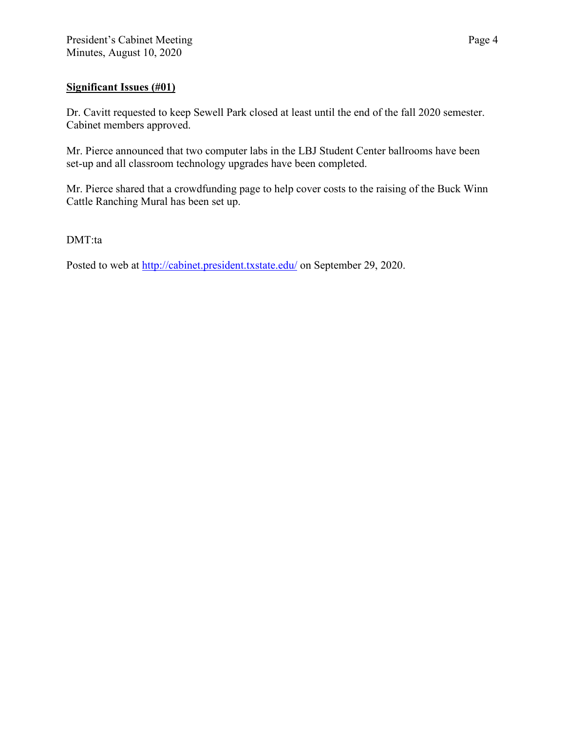**Significant Issues (#01)**

Dr. Cavitt requested to keep Sewell Park closed at least until the end of the fall 2020 semester. Cabinet members approved.

Mr. Pierce announced that two computer labs in the LBJ Student Center ballrooms have been set-up and all classroom technology upgrades have been completed.

Mr. Pierce shared that a crowdfunding page to help cover costs to the raising of the Buck Winn Cattle Ranching Mural has been set up.

DMT:ta

Posted to web at http://cabinet.president.txstate.edu/ on September 29, 2020.